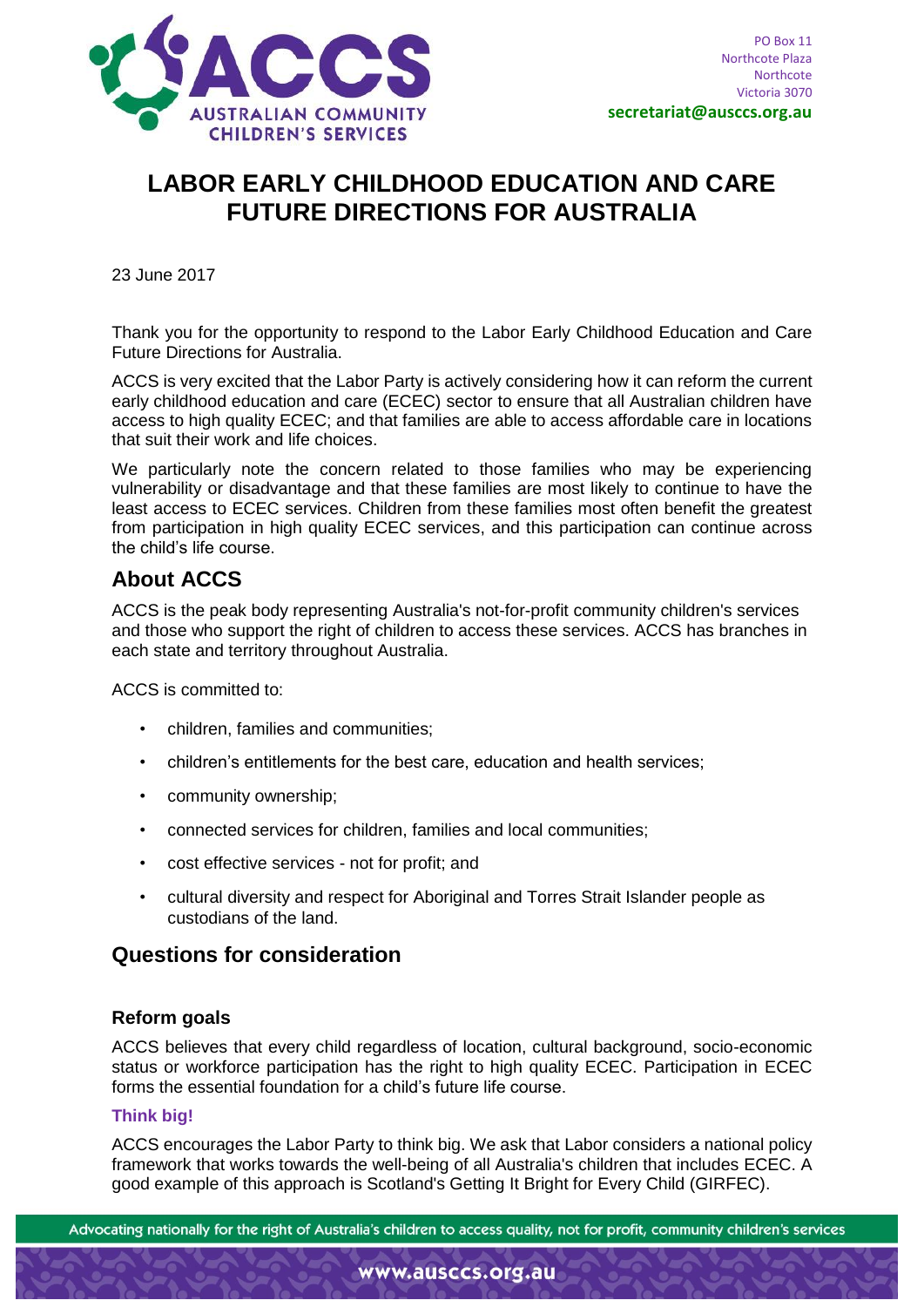PO Box 11
Northcote Plaza
Northcote
Victoria 3070
**secretariat@ausccs.org.au**

# LABOR EARLY CHILDHOOD EDUCATION AND CARE FUTURE DIRECTIONS FOR AUSTRALIA

23 June 2017

Thank you for the opportunity to respond to the Labor Early Childhood Education and Care Future Directions for Australia.

ACCS is very excited that the Labor Party is actively considering how it can reform the current early childhood education and care (ECEC) sector to ensure that all Australian children have access to high quality ECEC; and that families are able to access affordable care in locations that suit their work and life choices.

We particularly note the concern related to those families who may be experiencing vulnerability or disadvantage and that these families are most likely to continue to have the least access to ECEC services. Children from these families most often benefit the greatest from participation in high quality ECEC services, and this participation can continue across the child's life course.

## About ACCS

ACCS is the peak body representing Australia's not-for-profit community children's services and those who support the right of children to access these services. ACCS has branches in each state and territory throughout Australia.

ACCS is committed to:

- children, families and communities;
- children's entitlements for the best care, education and health services;
- community ownership;
- connected services for children, families and local communities;
- cost effective services - not for profit; and
- cultural diversity and respect for Aboriginal and Torres Strait Islander people as custodians of the land.

## Questions for consideration

### Reform goals

ACCS believes that every child regardless of location, cultural background, socio-economic status or workforce participation has the right to high quality ECEC. Participation in ECEC forms the essential foundation for a child's future life course.

#### Think big!

ACCS encourages the Labor Party to think big. We ask that Labor considers a national policy framework that works towards the well-being of all Australia's children that includes ECEC. A good example of this approach is Scotland's Getting It Bright for Every Child (GIRFEC).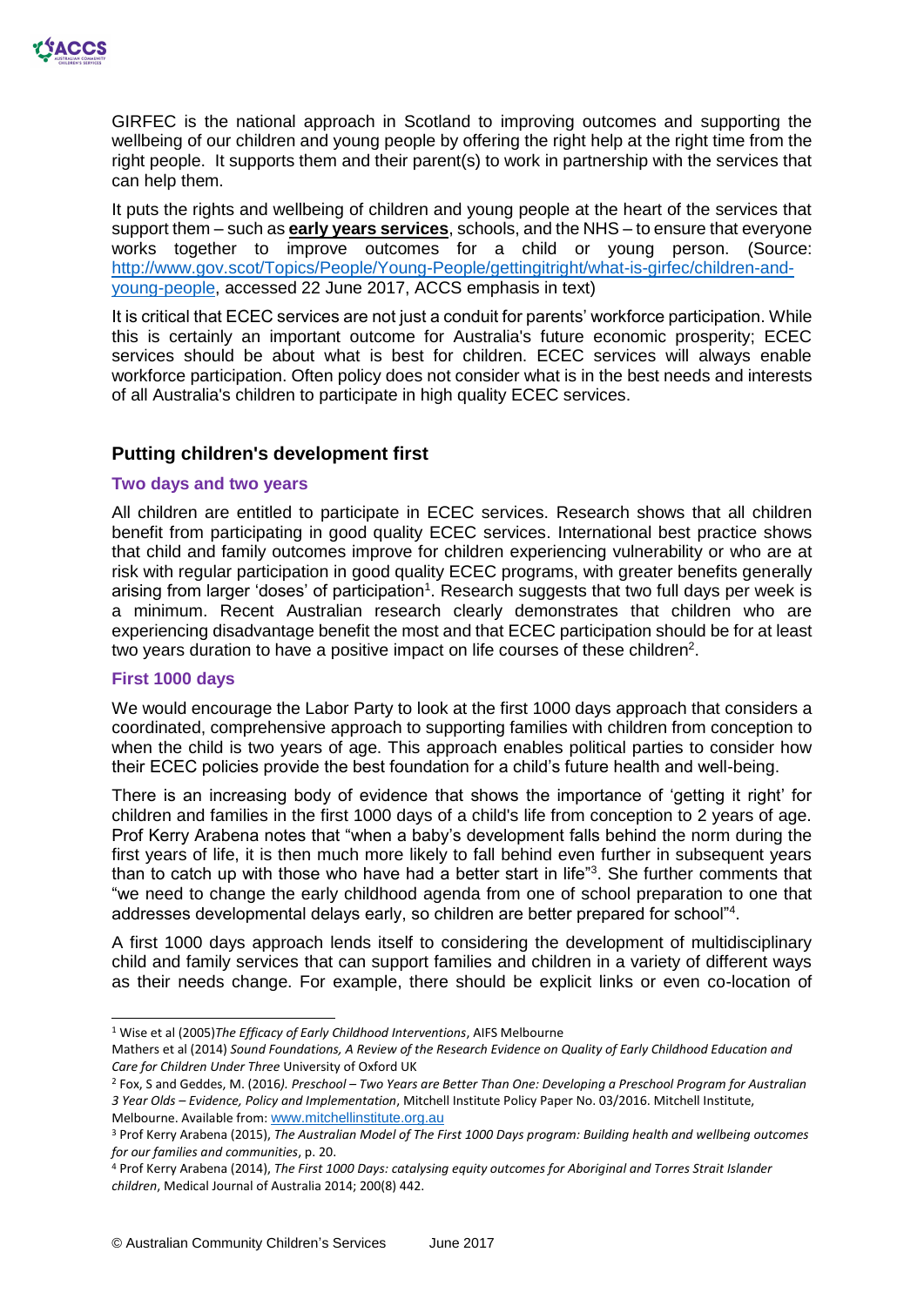GIRFEC is the national approach in Scotland to improving outcomes and supporting the wellbeing of our children and young people by offering the right help at the right time from the right people. It supports them and their parent(s) to work in partnership with the services that can help them.

It puts the rights and wellbeing of children and young people at the heart of the services that support them – such as **early years services**, schools, and the NHS – to ensure that everyone works together to improve outcomes for a child or young person. (Source: [http://www.gov.scot/Topics/People/Young-People/gettingitright/what-is-girfec/children-and-young-people](http://www.gov.scot/Topics/People/Young-People/gettingitright/what-is-girfec/children-and-young-people), accessed 22 June 2017, ACCS emphasis in text)

It is critical that ECEC services are not just a conduit for parents' workforce participation. While this is certainly an important outcome for Australia's future economic prosperity; ECEC services should be about what is best for children. ECEC services will always enable workforce participation. Often policy does not consider what is in the best needs and interests of all Australia's children to participate in high quality ECEC services.

## Putting children's development first

### Two days and two years

All children are entitled to participate in ECEC services. Research shows that all children benefit from participating in good quality ECEC services. International best practice shows that child and family outcomes improve for children experiencing vulnerability or who are at risk with regular participation in good quality ECEC programs, with greater benefits generally arising from larger 'doses' of participation[1]. Research suggests that two full days per week is a minimum. Recent Australian research clearly demonstrates that children who are experiencing disadvantage benefit the most and that ECEC participation should be for at least two years duration to have a positive impact on life courses of these children[2].

### First 1000 days

We would encourage the Labor Party to look at the first 1000 days approach that considers a coordinated, comprehensive approach to supporting families with children from conception to when the child is two years of age. This approach enables political parties to consider how their ECEC policies provide the best foundation for a child's future health and well-being.

There is an increasing body of evidence that shows the importance of 'getting it right' for children and families in the first 1000 days of a child's life from conception to 2 years of age. Prof Kerry Arabena notes that "when a baby's development falls behind the norm during the first years of life, it is then much more likely to fall behind even further in subsequent years than to catch up with those who have had a better start in life"[3]. She further comments that "we need to change the early childhood agenda from one of school preparation to one that addresses developmental delays early, so children are better prepared for school"[4].

A first 1000 days approach lends itself to considering the development of multidisciplinary child and family services that can support families and children in a variety of different ways as their needs change. For example, there should be explicit links or even co-location of

---

[1] Wise et al (2005)*The Efficacy of Early Childhood Interventions*, AIFS Melbourne
Mathers et al (2014) *Sound Foundations, A Review of the Research Evidence on Quality of Early Childhood Education and Care for Children Under Three* University of Oxford UK

[2] Fox, S and Geddes, M. (2016*). Preschool – Two Years are Better Than One: Developing a Preschool Program for Australian 3 Year Olds – Evidence, Policy and Implementation*, Mitchell Institute Policy Paper No. 03/2016. Mitchell Institute, Melbourne. Available from: [www.mitchellinstitute.org.au](http://www.mitchellinstitute.org.au)

[3] Prof Kerry Arabena (2015), *The Australian Model of The First 1000 Days program: Building health and wellbeing outcomes for our families and communities*, p. 20.

[4] Prof Kerry Arabena (2014), *The First 1000 Days: catalysing equity outcomes for Aboriginal and Torres Strait Islander children*, Medical Journal of Australia 2014; 200(8) 442.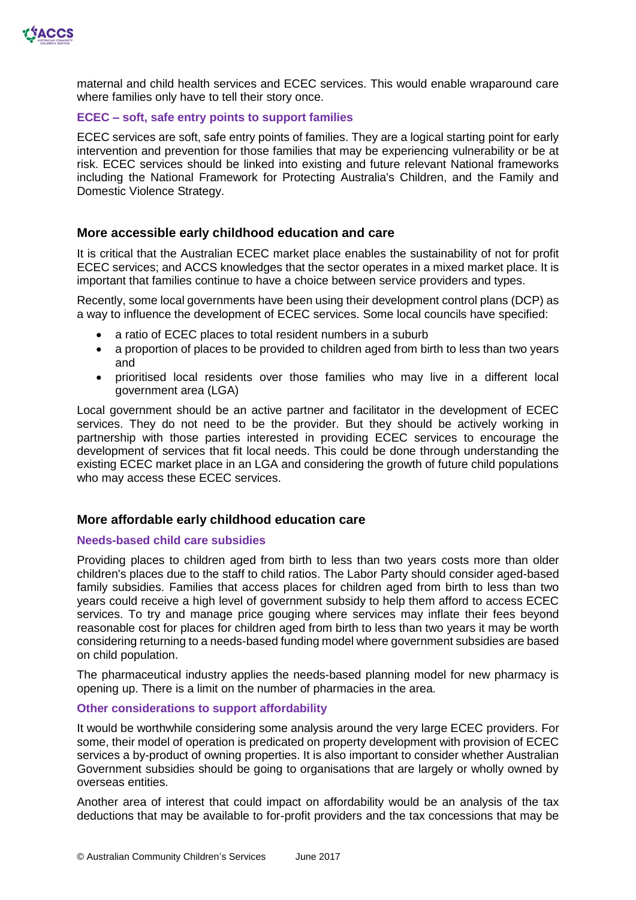maternal and child health services and ECEC services. This would enable wraparound care where families only have to tell their story once.

### ECEC – soft, safe entry points to support families

ECEC services are soft, safe entry points of families. They are a logical starting point for early intervention and prevention for those families that may be experiencing vulnerability or be at risk. ECEC services should be linked into existing and future relevant National frameworks including the National Framework for Protecting Australia's Children, and the Family and Domestic Violence Strategy.

## More accessible early childhood education and care

It is critical that the Australian ECEC market place enables the sustainability of not for profit ECEC services; and ACCS knowledges that the sector operates in a mixed market place. It is important that families continue to have a choice between service providers and types.

Recently, some local governments have been using their development control plans (DCP) as a way to influence the development of ECEC services. Some local councils have specified:

- a ratio of ECEC places to total resident numbers in a suburb
- a proportion of places to be provided to children aged from birth to less than two years and
- prioritised local residents over those families who may live in a different local government area (LGA)

Local government should be an active partner and facilitator in the development of ECEC services. They do not need to be the provider. But they should be actively working in partnership with those parties interested in providing ECEC services to encourage the development of services that fit local needs. This could be done through understanding the existing ECEC market place in an LGA and considering the growth of future child populations who may access these ECEC services.

## More affordable early childhood education care

### Needs-based child care subsidies

Providing places to children aged from birth to less than two years costs more than older children's places due to the staff to child ratios. The Labor Party should consider aged-based family subsidies. Families that access places for children aged from birth to less than two years could receive a high level of government subsidy to help them afford to access ECEC services. To try and manage price gouging where services may inflate their fees beyond reasonable cost for places for children aged from birth to less than two years it may be worth considering returning to a needs-based funding model where government subsidies are based on child population.

The pharmaceutical industry applies the needs-based planning model for new pharmacy is opening up. There is a limit on the number of pharmacies in the area.

### Other considerations to support affordability

It would be worthwhile considering some analysis around the very large ECEC providers. For some, their model of operation is predicated on property development with provision of ECEC services a by-product of owning properties. It is also important to consider whether Australian Government subsidies should be going to organisations that are largely or wholly owned by overseas entities.

Another area of interest that could impact on affordability would be an analysis of the tax deductions that may be available to for-profit providers and the tax concessions that may be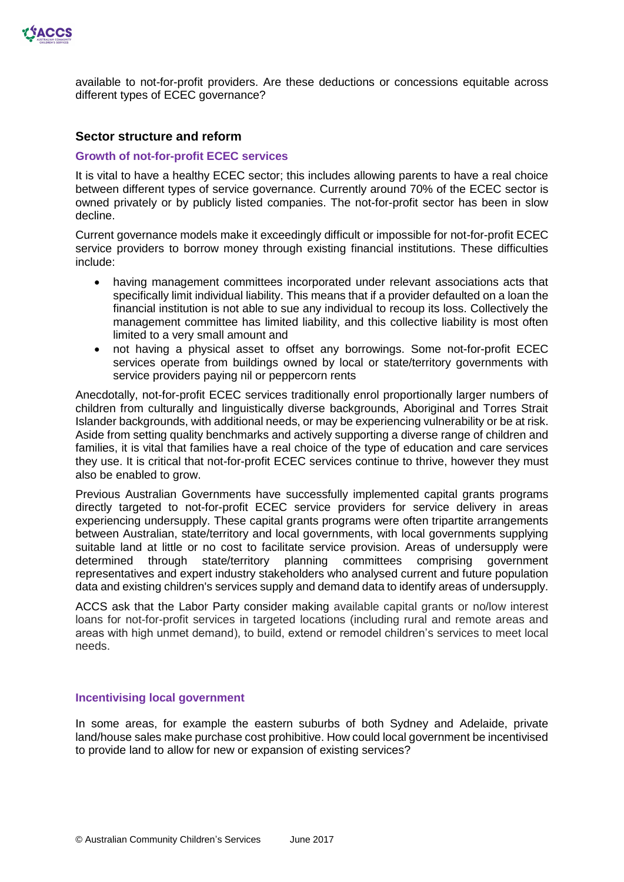available to not-for-profit providers. Are these deductions or concessions equitable across different types of ECEC governance?

## Sector structure and reform

### Growth of not-for-profit ECEC services

It is vital to have a healthy ECEC sector; this includes allowing parents to have a real choice between different types of service governance. Currently around 70% of the ECEC sector is owned privately or by publicly listed companies. The not-for-profit sector has been in slow decline.

Current governance models make it exceedingly difficult or impossible for not-for-profit ECEC service providers to borrow money through existing financial institutions. These difficulties include:

- having management committees incorporated under relevant associations acts that specifically limit individual liability. This means that if a provider defaulted on a loan the financial institution is not able to sue any individual to recoup its loss. Collectively the management committee has limited liability, and this collective liability is most often limited to a very small amount and
- not having a physical asset to offset any borrowings. Some not-for-profit ECEC services operate from buildings owned by local or state/territory governments with service providers paying nil or peppercorn rents

Anecdotally, not-for-profit ECEC services traditionally enrol proportionally larger numbers of children from culturally and linguistically diverse backgrounds, Aboriginal and Torres Strait Islander backgrounds, with additional needs, or may be experiencing vulnerability or be at risk. Aside from setting quality benchmarks and actively supporting a diverse range of children and families, it is vital that families have a real choice of the type of education and care services they use. It is critical that not-for-profit ECEC services continue to thrive, however they must also be enabled to grow.

Previous Australian Governments have successfully implemented capital grants programs directly targeted to not-for-profit ECEC service providers for service delivery in areas experiencing undersupply. These capital grants programs were often tripartite arrangements between Australian, state/territory and local governments, with local governments supplying suitable land at little or no cost to facilitate service provision. Areas of undersupply were determined through state/territory planning committees comprising government representatives and expert industry stakeholders who analysed current and future population data and existing children's services supply and demand data to identify areas of undersupply.

ACCS ask that the Labor Party consider making available capital grants or no/low interest loans for not-for-profit services in targeted locations (including rural and remote areas and areas with high unmet demand), to build, extend or remodel children's services to meet local needs.

### Incentivising local government

In some areas, for example the eastern suburbs of both Sydney and Adelaide, private land/house sales make purchase cost prohibitive. How could local government be incentivised to provide land to allow for new or expansion of existing services?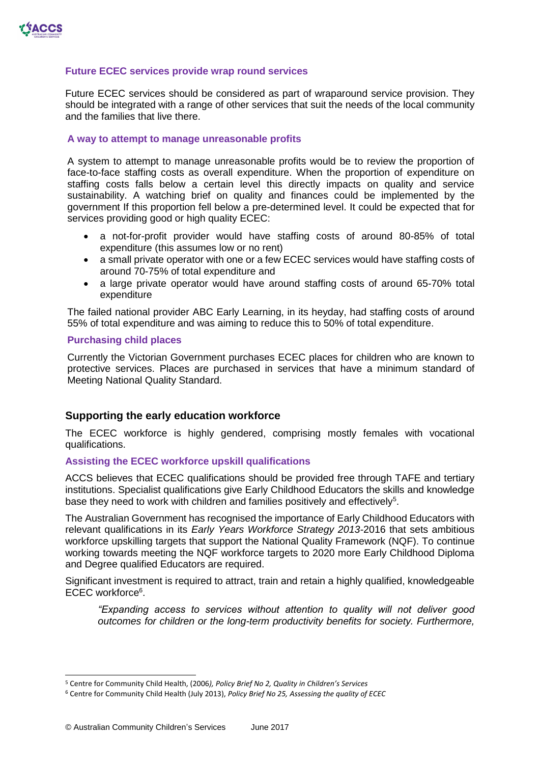### Future ECEC services provide wrap round services

Future ECEC services should be considered as part of wraparound service provision. They should be integrated with a range of other services that suit the needs of the local community and the families that live there.

### A way to attempt to manage unreasonable profits

A system to attempt to manage unreasonable profits would be to review the proportion of face-to-face staffing costs as overall expenditure. When the proportion of expenditure on staffing costs falls below a certain level this directly impacts on quality and service sustainability. A watching brief on quality and finances could be implemented by the government If this proportion fell below a pre-determined level. It could be expected that for services providing good or high quality ECEC:

- a not-for-profit provider would have staffing costs of around 80-85% of total expenditure (this assumes low or no rent)
- a small private operator with one or a few ECEC services would have staffing costs of around 70-75% of total expenditure and
- a large private operator would have around staffing costs of around 65-70% total expenditure

The failed national provider ABC Early Learning, in its heyday, had staffing costs of around 55% of total expenditure and was aiming to reduce this to 50% of total expenditure.

### Purchasing child places

Currently the Victorian Government purchases ECEC places for children who are known to protective services. Places are purchased in services that have a minimum standard of Meeting National Quality Standard.

## Supporting the early education workforce

The ECEC workforce is highly gendered, comprising mostly females with vocational qualifications.

### Assisting the ECEC workforce upskill qualifications

ACCS believes that ECEC qualifications should be provided free through TAFE and tertiary institutions. Specialist qualifications give Early Childhood Educators the skills and knowledge base they need to work with children and families positively and effectively[5].

The Australian Government has recognised the importance of Early Childhood Educators with relevant qualifications in its *Early Years Workforce Strategy 2013*-2016 that sets ambitious workforce upskilling targets that support the National Quality Framework (NQF). To continue working towards meeting the NQF workforce targets to 2020 more Early Childhood Diploma and Degree qualified Educators are required.

Significant investment is required to attract, train and retain a highly qualified, knowledgeable ECEC workforce[6].

> *"Expanding access to services without attention to quality will not deliver good outcomes for children or the long-term productivity benefits for society. Furthermore,*

---

[5] Centre for Community Child Health, (2006*), Policy Brief No 2, Quality in Children's Services*

[6] Centre for Community Child Health (July 2013), *Policy Brief No 25, Assessing the quality of ECEC*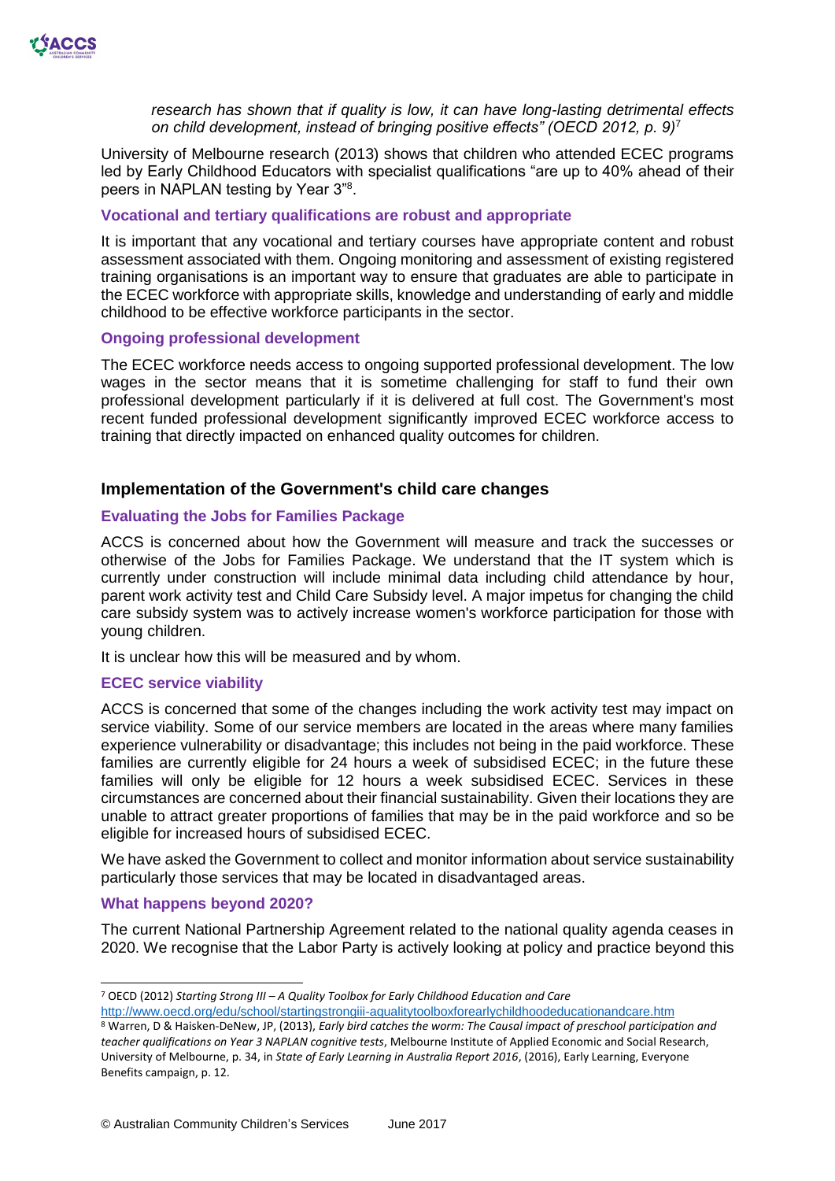*research has shown that if quality is low, it can have long-lasting detrimental effects on child development, instead of bringing positive effects" (OECD 2012, p. 9)*[7]

University of Melbourne research (2013) shows that children who attended ECEC programs led by Early Childhood Educators with specialist qualifications "are up to 40% ahead of their peers in NAPLAN testing by Year 3"[8].

### Vocational and tertiary qualifications are robust and appropriate

It is important that any vocational and tertiary courses have appropriate content and robust assessment associated with them. Ongoing monitoring and assessment of existing registered training organisations is an important way to ensure that graduates are able to participate in the ECEC workforce with appropriate skills, knowledge and understanding of early and middle childhood to be effective workforce participants in the sector.

### Ongoing professional development

The ECEC workforce needs access to ongoing supported professional development. The low wages in the sector means that it is sometime challenging for staff to fund their own professional development particularly if it is delivered at full cost. The Government's most recent funded professional development significantly improved ECEC workforce access to training that directly impacted on enhanced quality outcomes for children.

## Implementation of the Government's child care changes

### Evaluating the Jobs for Families Package

ACCS is concerned about how the Government will measure and track the successes or otherwise of the Jobs for Families Package. We understand that the IT system which is currently under construction will include minimal data including child attendance by hour, parent work activity test and Child Care Subsidy level. A major impetus for changing the child care subsidy system was to actively increase women's workforce participation for those with young children.

It is unclear how this will be measured and by whom.

### ECEC service viability

ACCS is concerned that some of the changes including the work activity test may impact on service viability. Some of our service members are located in the areas where many families experience vulnerability or disadvantage; this includes not being in the paid workforce. These families are currently eligible for 24 hours a week of subsidised ECEC; in the future these families will only be eligible for 12 hours a week subsidised ECEC. Services in these circumstances are concerned about their financial sustainability. Given their locations they are unable to attract greater proportions of families that may be in the paid workforce and so be eligible for increased hours of subsidised ECEC.

We have asked the Government to collect and monitor information about service sustainability particularly those services that may be located in disadvantaged areas.

### What happens beyond 2020?

The current National Partnership Agreement related to the national quality agenda ceases in 2020. We recognise that the Labor Party is actively looking at policy and practice beyond this

---

[7] OECD (2012) *Starting Strong III – A Quality Toolbox for Early Childhood Education and Care* http://www.oecd.org/edu/school/startingstrongiii-aqualitytoolboxforearlychildhoodeducationandcare.htm

[8] Warren, D & Haisken-DeNew, JP, (2013), *Early bird catches the worm: The Causal impact of preschool participation and teacher qualifications on Year 3 NAPLAN cognitive tests*, Melbourne Institute of Applied Economic and Social Research, University of Melbourne, p. 34, in *State of Early Learning in Australia Report 2016*, (2016), Early Learning, Everyone Benefits campaign, p. 12.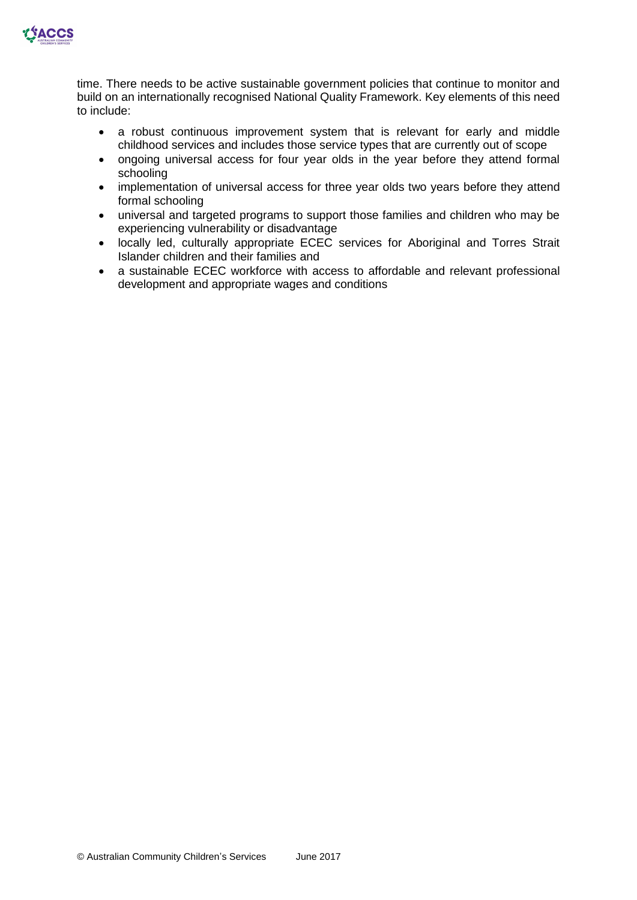time. There needs to be active sustainable government policies that continue to monitor and build on an internationally recognised National Quality Framework. Key elements of this need to include:

- a robust continuous improvement system that is relevant for early and middle childhood services and includes those service types that are currently out of scope
- ongoing universal access for four year olds in the year before they attend formal schooling
- implementation of universal access for three year olds two years before they attend formal schooling
- universal and targeted programs to support those families and children who may be experiencing vulnerability or disadvantage
- locally led, culturally appropriate ECEC services for Aboriginal and Torres Strait Islander children and their families and
- a sustainable ECEC workforce with access to affordable and relevant professional development and appropriate wages and conditions